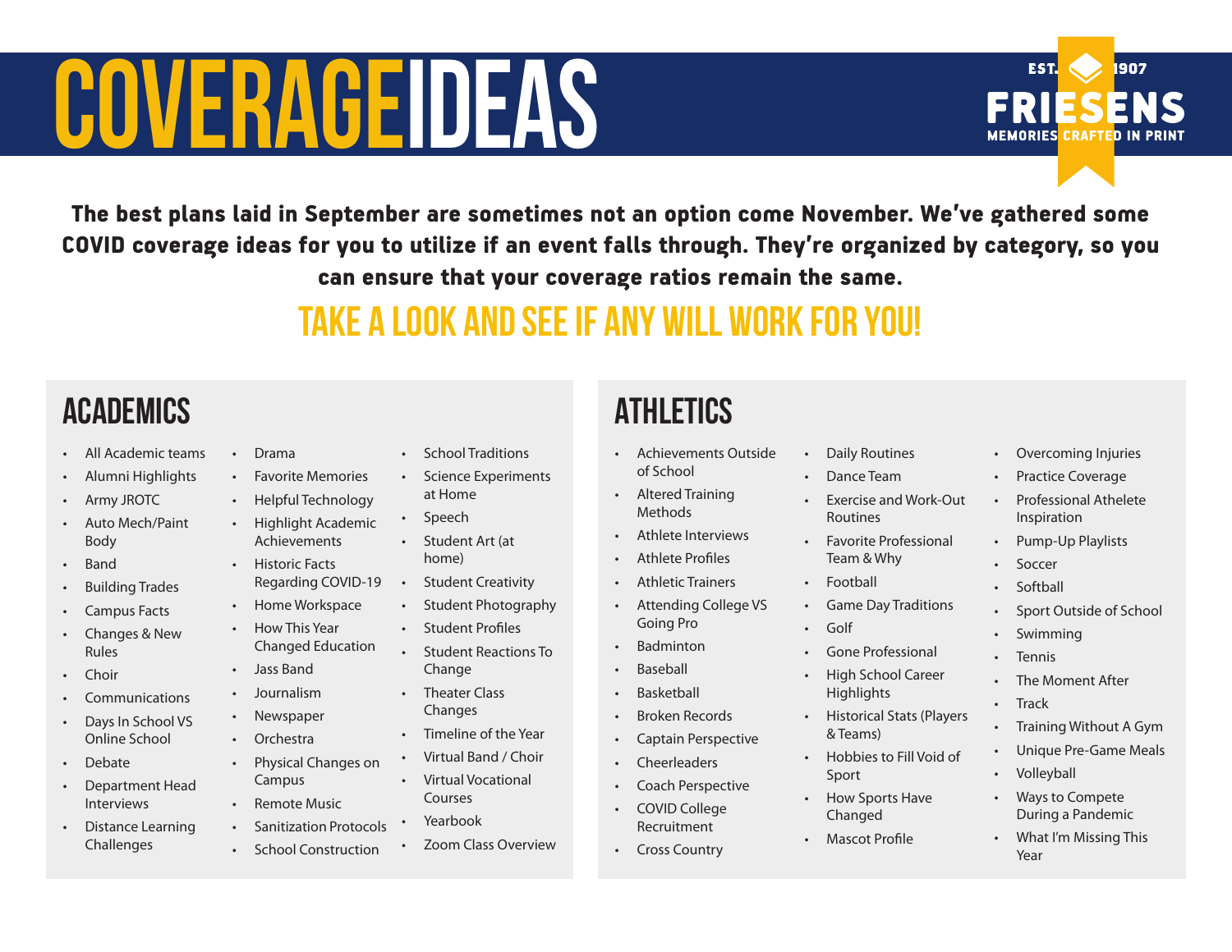# COVERAGE IDEAS

EST. 1907
FRIESENS
MEMORIES CRAFTED IN PRINT

**The best plans laid in September are sometimes not an option come November. We've gathered some COVID coverage ideas for you to utilize if an event falls through. They're organized by category, so you can ensure that your coverage ratios remain the same.**

## TAKE A LOOK AND SEE IF ANY WILL WORK FOR YOU!

## ACADEMICS

- All Academic teams
- Alumni Highlights
- Army JROTC
- Auto Mech/Paint Body
- Band
- Building Trades
- Campus Facts
- Changes & New Rules
- Choir
- Communications
- Days In School VS Online School
- Debate
- Department Head Interviews
- Distance Learning Challenges
- Drama
- Favorite Memories
- Helpful Technology
- Highlight Academic Achievements
- Historic Facts Regarding COVID-19
- Home Workspace
- How This Year Changed Education
- Jass Band
- Journalism
- Newspaper
- Orchestra
- Physical Changes on Campus
- Remote Music
- Sanitization Protocols
- School Construction
- School Traditions
- Science Experiments at Home
- Speech
- Student Art (at home)
- Student Creativity
- Student Photography
- Student Profiles
- Student Reactions To Change
- Theater Class Changes
- Timeline of the Year
- Virtual Band / Choir
- Virtual Vocational Courses
- Yearbook
- Zoom Class Overview

## ATHLETICS

- Achievements Outside of School
- Altered Training Methods
- Athlete Interviews
- Athlete Profiles
- Athletic Trainers
- Attending College VS Going Pro
- Badminton
- Baseball
- Basketball
- Broken Records
- Captain Perspective
- Cheerleaders
- Coach Perspective
- COVID College Recruitment
- Cross Country
- Daily Routines
- Dance Team
- Exercise and Work-Out Routines
- Favorite Professional Team & Why
- Football
- Game Day Traditions
- Golf
- Gone Professional
- High School Career Highlights
- Historical Stats (Players & Teams)
- Hobbies to Fill Void of Sport
- How Sports Have Changed
- Mascot Profile
- Overcoming Injuries
- Practice Coverage
- Professional Athelete Inspiration
- Pump-Up Playlists
- Soccer
- Softball
- Sport Outside of School
- Swimming
- Tennis
- The Moment After
- Track
- Training Without A Gym
- Unique Pre-Game Meals
- Volleyball
- Ways to Compete During a Pandemic
- What I'm Missing This Year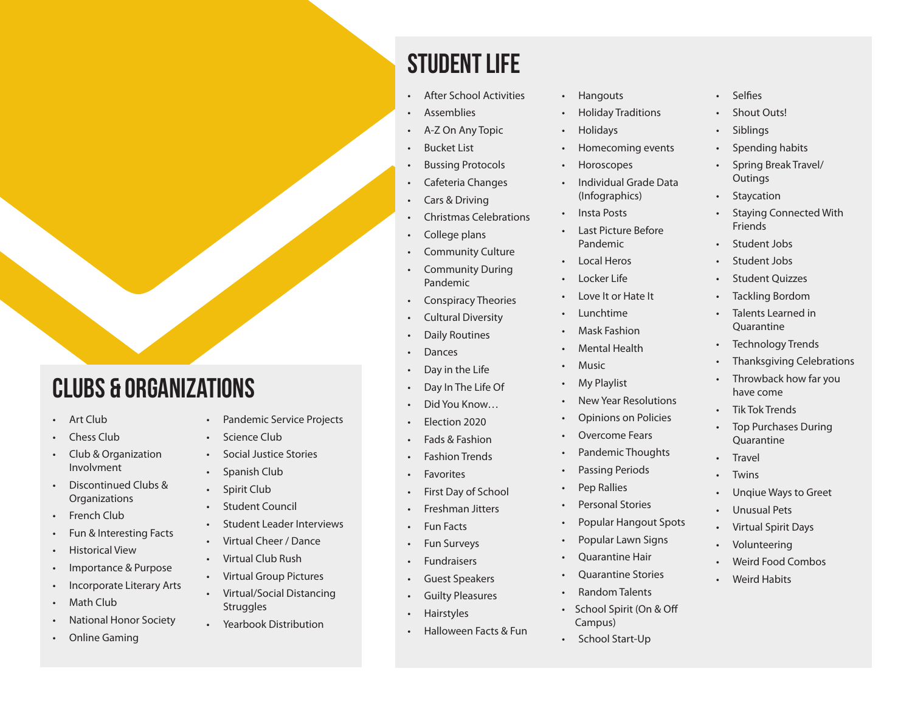## STUDENT LIFE

- After School Activities
- Assemblies
- A-Z On Any Topic
- Bucket List
- Bussing Protocols
- Cafeteria Changes
- Cars & Driving
- Christmas Celebrations
- College plans
- Community Culture
- Community During Pandemic
- Conspiracy Theories
- Cultural Diversity
- Daily Routines
- Dances
- Day in the Life
- Day In The Life Of
- Did You Know…
- Election 2020
- Fads & Fashion
- Fashion Trends
- Favorites
- First Day of School
- Freshman Jitters
- Fun Facts
- Fun Surveys
- Fundraisers
- Guest Speakers
- Guilty Pleasures
- Hairstyles
- Halloween Facts & Fun
- Hangouts
- Holiday Traditions
- Holidays
- Homecoming events
- Horoscopes
- Individual Grade Data (Infographics)
- Insta Posts
- Last Picture Before Pandemic
- Local Heros
- Locker Life
- Love It or Hate It
- Lunchtime
- Mask Fashion
- Mental Health
- Music
- My Playlist
- New Year Resolutions
- Opinions on Policies
- Overcome Fears
- Pandemic Thoughts
- Passing Periods
- Pep Rallies
- Personal Stories
- Popular Hangout Spots
- Popular Lawn Signs
- Quarantine Hair
- Quarantine Stories
- Random Talents
- School Spirit (On & Off Campus)
- School Start-Up
- Selfies
- Shout Outs!
- Siblings
- Spending habits
- Spring Break Travel/ Outings
- Staycation
- Staying Connected With Friends
- Student Jobs
- Student Jobs
- Student Quizzes
- Tackling Bordom
- Talents Learned in Quarantine
- Technology Trends
- Thanksgiving Celebrations
- Throwback how far you have come
- Tik Tok Trends
- Top Purchases During Quarantine
- Travel
- Twins
- Unqiue Ways to Greet
- Unusual Pets
- Virtual Spirit Days
- Volunteering
- Weird Food Combos
- Weird Habits

## CLUBS & ORGANIZATIONS

- Art Club
- Chess Club
- Club & Organization Involvment
- Discontinued Clubs & Organizations
- French Club
- Fun & Interesting Facts
- Historical View
- Importance & Purpose
- Incorporate Literary Arts
- Math Club
- National Honor Society
- Online Gaming
- Pandemic Service Projects
- Science Club
- Social Justice Stories
- Spanish Club
- Spirit Club
- Student Council
- Student Leader Interviews
- Virtual Cheer / Dance
- Virtual Club Rush
- Virtual Group Pictures
- Virtual/Social Distancing Struggles
- Yearbook Distribution